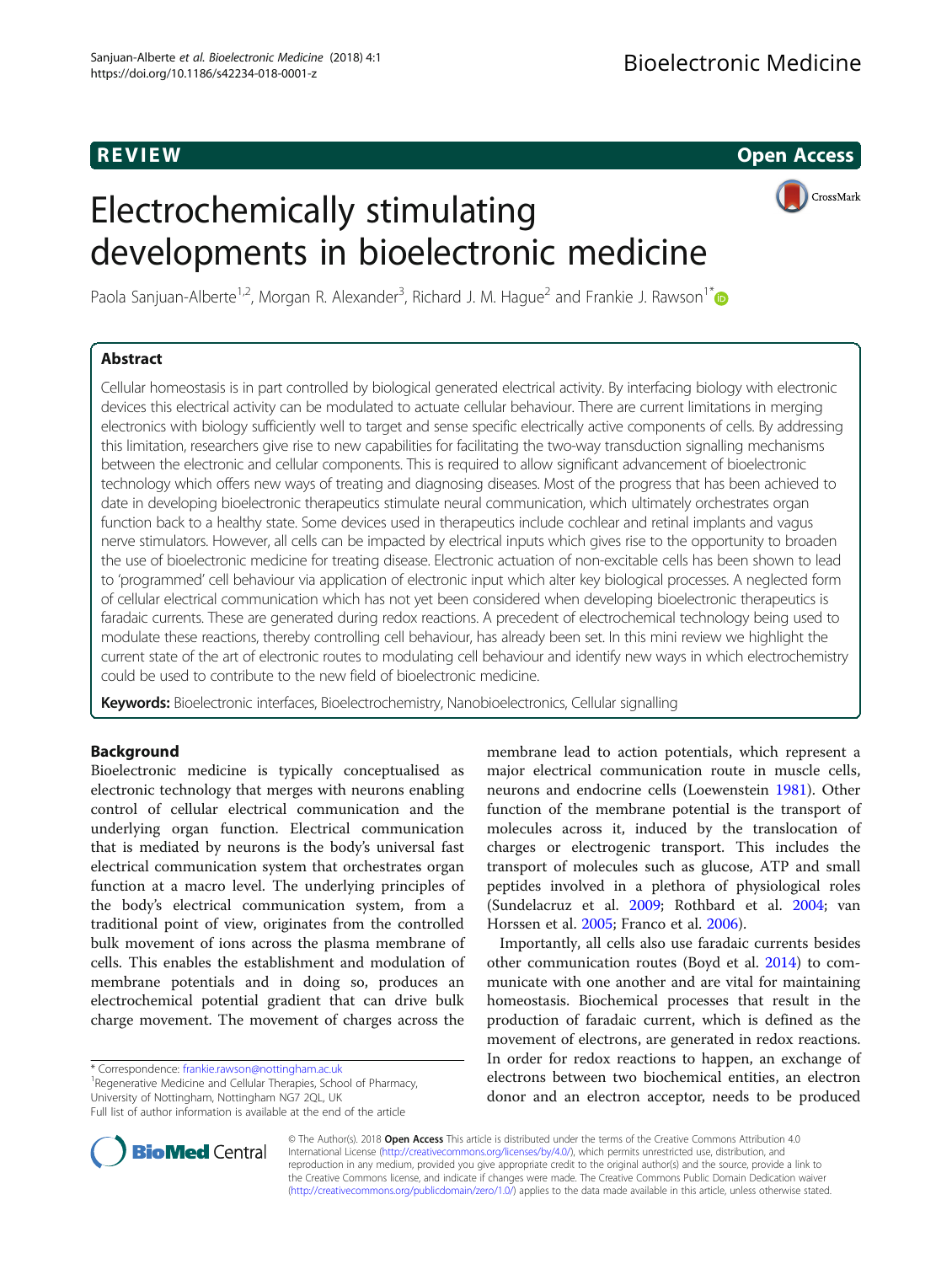REVIEW

Open Access

# Electrochemically stimulating developments in bioelectronic medicine

Paola Sanjuan-Alberte[1,2], Morgan R. Alexander[3], Richard J. M. Hague[2] and Frankie J. Rawson[1*]

## Abstract

Cellular homeostasis is in part controlled by biological generated electrical activity. By interfacing biology with electronic devices this electrical activity can be modulated to actuate cellular behaviour. There are current limitations in merging electronics with biology sufficiently well to target and sense specific electrically active components of cells. By addressing this limitation, researchers give rise to new capabilities for facilitating the two-way transduction signalling mechanisms between the electronic and cellular components. This is required to allow significant advancement of bioelectronic technology which offers new ways of treating and diagnosing diseases. Most of the progress that has been achieved to date in developing bioelectronic therapeutics stimulate neural communication, which ultimately orchestrates organ function back to a healthy state. Some devices used in therapeutics include cochlear and retinal implants and vagus nerve stimulators. However, all cells can be impacted by electrical inputs which gives rise to the opportunity to broaden the use of bioelectronic medicine for treating disease. Electronic actuation of non-excitable cells has been shown to lead to 'programmed' cell behaviour via application of electronic input which alter key biological processes. A neglected form of cellular electrical communication which has not yet been considered when developing bioelectronic therapeutics is faradaic currents. These are generated during redox reactions. A precedent of electrochemical technology being used to modulate these reactions, thereby controlling cell behaviour, has already been set. In this mini review we highlight the current state of the art of electronic routes to modulating cell behaviour and identify new ways in which electrochemistry could be used to contribute to the new field of bioelectronic medicine.

**Keywords:** Bioelectronic interfaces, Bioelectrochemistry, Nanobioelectronics, Cellular signalling

## Background

Bioelectronic medicine is typically conceptualised as electronic technology that merges with neurons enabling control of cellular electrical communication and the underlying organ function. Electrical communication that is mediated by neurons is the body's universal fast electrical communication system that orchestrates organ function at a macro level. The underlying principles of the body's electrical communication system, from a traditional point of view, originates from the controlled bulk movement of ions across the plasma membrane of cells. This enables the establishment and modulation of membrane potentials and in doing so, produces an electrochemical potential gradient that can drive bulk charge movement. The movement of charges across the membrane lead to action potentials, which represent a major electrical communication route in muscle cells, neurons and endocrine cells (Loewenstein 1981). Other function of the membrane potential is the transport of molecules across it, induced by the translocation of charges or electrogenic transport. This includes the transport of molecules such as glucose, ATP and small peptides involved in a plethora of physiological roles (Sundelacruz et al. 2009; Rothbard et al. 2004; van Horssen et al. 2005; Franco et al. 2006).

Importantly, all cells also use faradaic currents besides other communication routes (Boyd et al. 2014) to communicate with one another and are vital for maintaining homeostasis. Biochemical processes that result in the production of faradaic current, which is defined as the movement of electrons, are generated in redox reactions. In order for redox reactions to happen, an exchange of electrons between two biochemical entities, an electron donor and an electron acceptor, needs to be produced

* Correspondence: frankie.rawson@nottingham.ac.uk
[1]Regenerative Medicine and Cellular Therapies, School of Pharmacy, University of Nottingham, Nottingham NG7 2QL, UK
Full list of author information is available at the end of the article

© The Author(s). 2018 **Open Access** This article is distributed under the terms of the Creative Commons Attribution 4.0 International License (http://creativecommons.org/licenses/by/4.0/), which permits unrestricted use, distribution, and reproduction in any medium, provided you give appropriate credit to the original author(s) and the source, provide a link to the Creative Commons license, and indicate if changes were made. The Creative Commons Public Domain Dedication waiver (http://creativecommons.org/publicdomain/zero/1.0/) applies to the data made available in this article, unless otherwise stated.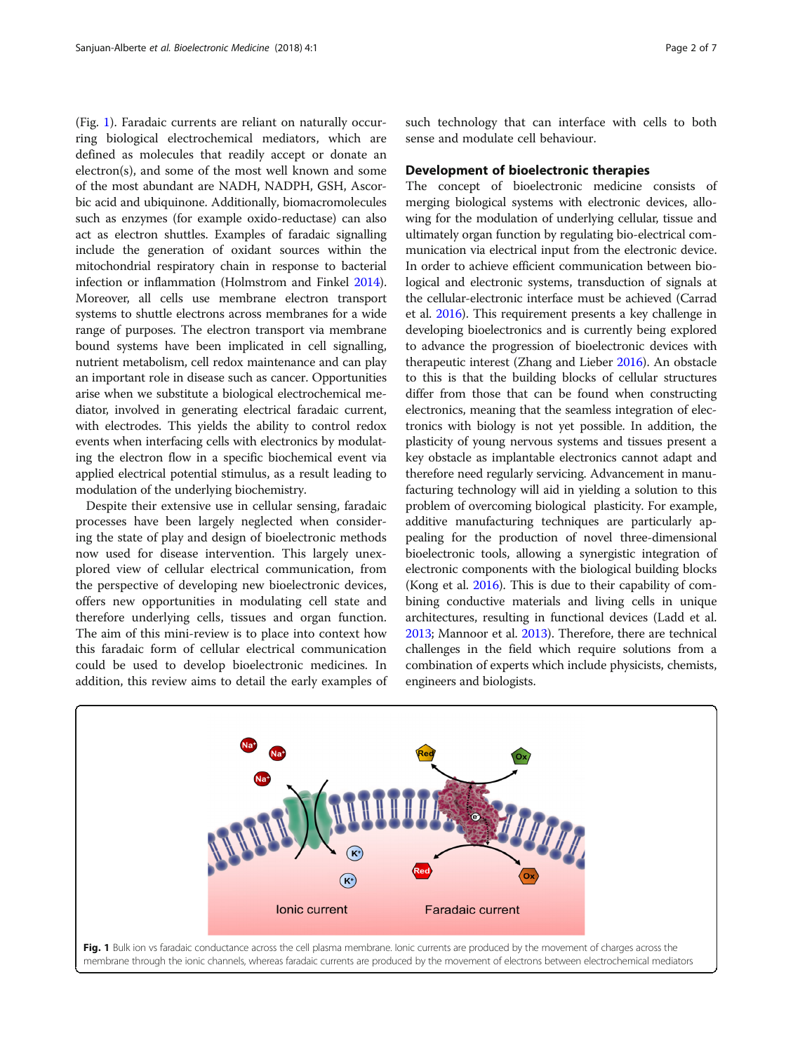(Fig. 1). Faradaic currents are reliant on naturally occurring biological electrochemical mediators, which are defined as molecules that readily accept or donate an electron(s), and some of the most well known and some of the most abundant are NADH, NADPH, GSH, Ascorbic acid and ubiquinone. Additionally, biomacromolecules such as enzymes (for example oxido-reductase) can also act as electron shuttles. Examples of faradaic signalling include the generation of oxidant sources within the mitochondrial respiratory chain in response to bacterial infection or inflammation (Holmstrom and Finkel 2014). Moreover, all cells use membrane electron transport systems to shuttle electrons across membranes for a wide range of purposes. The electron transport via membrane bound systems have been implicated in cell signalling, nutrient metabolism, cell redox maintenance and can play an important role in disease such as cancer. Opportunities arise when we substitute a biological electrochemical mediator, involved in generating electrical faradaic current, with electrodes. This yields the ability to control redox events when interfacing cells with electronics by modulating the electron flow in a specific biochemical event via applied electrical potential stimulus, as a result leading to modulation of the underlying biochemistry.

Despite their extensive use in cellular sensing, faradaic processes have been largely neglected when considering the state of play and design of bioelectronic methods now used for disease intervention. This largely unexplored view of cellular electrical communication, from the perspective of developing new bioelectronic devices, offers new opportunities in modulating cell state and therefore underlying cells, tissues and organ function. The aim of this mini-review is to place into context how this faradaic form of cellular electrical communication could be used to develop bioelectronic medicines. In addition, this review aims to detail the early examples of such technology that can interface with cells to both sense and modulate cell behaviour.

## Development of bioelectronic therapies

The concept of bioelectronic medicine consists of merging biological systems with electronic devices, allowing for the modulation of underlying cellular, tissue and ultimately organ function by regulating bio-electrical communication via electrical input from the electronic device. In order to achieve efficient communication between biological and electronic systems, transduction of signals at the cellular-electronic interface must be achieved (Carrad et al. 2016). This requirement presents a key challenge in developing bioelectronics and is currently being explored to advance the progression of bioelectronic devices with therapeutic interest (Zhang and Lieber 2016). An obstacle to this is that the building blocks of cellular structures differ from those that can be found when constructing electronics, meaning that the seamless integration of electronics with biology is not yet possible. In addition, the plasticity of young nervous systems and tissues present a key obstacle as implantable electronics cannot adapt and therefore need regularly servicing. Advancement in manufacturing technology will aid in yielding a solution to this problem of overcoming biological plasticity. For example, additive manufacturing techniques are particularly appealing for the production of novel three-dimensional bioelectronic tools, allowing a synergistic integration of electronic components with the biological building blocks (Kong et al. 2016). This is due to their capability of combining conductive materials and living cells in unique architectures, resulting in functional devices (Ladd et al. 2013; Mannoor et al. 2013). Therefore, there are technical challenges in the field which require solutions from a combination of experts which include physicists, chemists, engineers and biologists.

**Fig. 1** Bulk ion vs faradaic conductance across the cell plasma membrane. Ionic currents are produced by the movement of charges across the membrane through the ionic channels, whereas faradaic currents are produced by the movement of electrons between electrochemical mediators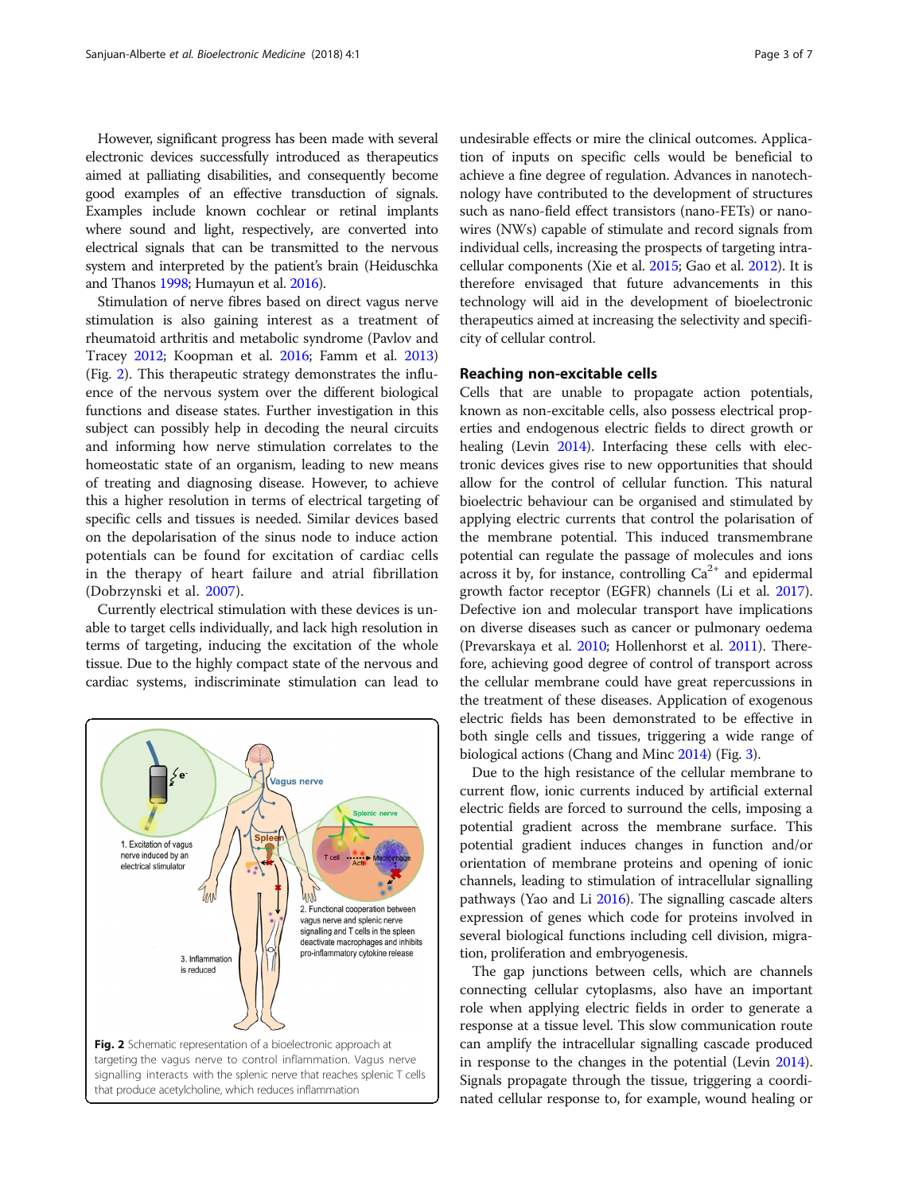However, significant progress has been made with several electronic devices successfully introduced as therapeutics aimed at palliating disabilities, and consequently become good examples of an effective transduction of signals. Examples include known cochlear or retinal implants where sound and light, respectively, are converted into electrical signals that can be transmitted to the nervous system and interpreted by the patient's brain (Heiduschka and Thanos 1998; Humayun et al. 2016).

Stimulation of nerve fibres based on direct vagus nerve stimulation is also gaining interest as a treatment of rheumatoid arthritis and metabolic syndrome (Pavlov and Tracey 2012; Koopman et al. 2016; Famm et al. 2013) (Fig. 2). This therapeutic strategy demonstrates the influence of the nervous system over the different biological functions and disease states. Further investigation in this subject can possibly help in decoding the neural circuits and informing how nerve stimulation correlates to the homeostatic state of an organism, leading to new means of treating and diagnosing disease. However, to achieve this a higher resolution in terms of electrical targeting of specific cells and tissues is needed. Similar devices based on the depolarisation of the sinus node to induce action potentials can be found for excitation of cardiac cells in the therapy of heart failure and atrial fibrillation (Dobrzynski et al. 2007).

Currently electrical stimulation with these devices is unable to target cells individually, and lack high resolution in terms of targeting, inducing the excitation of the whole tissue. Due to the highly compact state of the nervous and cardiac systems, indiscriminate stimulation can lead to undesirable effects or mire the clinical outcomes. Application of inputs on specific cells would be beneficial to achieve a fine degree of regulation. Advances in nanotechnology have contributed to the development of structures such as nano-field effect transistors (nano-FETs) or nanowires (NWs) capable of stimulate and record signals from individual cells, increasing the prospects of targeting intracellular components (Xie et al. 2015; Gao et al. 2012). It is therefore envisaged that future advancements in this technology will aid in the development of bioelectronic therapeutics aimed at increasing the selectivity and specificity of cellular control.

**Fig. 2** Schematic representation of a bioelectronic approach at targeting the vagus nerve to control inflammation. Vagus nerve signalling interacts with the splenic nerve that reaches splenic T cells that produce acetylcholine, which reduces inflammation

## Reaching non-excitable cells

Cells that are unable to propagate action potentials, known as non-excitable cells, also possess electrical properties and endogenous electric fields to direct growth or healing (Levin 2014). Interfacing these cells with electronic devices gives rise to new opportunities that should allow for the control of cellular function. This natural bioelectric behaviour can be organised and stimulated by applying electric currents that control the polarisation of the membrane potential. This induced transmembrane potential can regulate the passage of molecules and ions across it by, for instance, controlling $Ca^{2+}$ and epidermal growth factor receptor (EGFR) channels (Li et al. 2017). Defective ion and molecular transport have implications on diverse diseases such as cancer or pulmonary oedema (Prevarskaya et al. 2010; Hollenhorst et al. 2011). Therefore, achieving good degree of control of transport across the cellular membrane could have great repercussions in the treatment of these diseases. Application of exogenous electric fields has been demonstrated to be effective in both single cells and tissues, triggering a wide range of biological actions (Chang and Minc 2014) (Fig. 3).

Due to the high resistance of the cellular membrane to current flow, ionic currents induced by artificial external electric fields are forced to surround the cells, imposing a potential gradient across the membrane surface. This potential gradient induces changes in function and/or orientation of membrane proteins and opening of ionic channels, leading to stimulation of intracellular signalling pathways (Yao and Li 2016). The signalling cascade alters expression of genes which code for proteins involved in several biological functions including cell division, migration, proliferation and embryogenesis.

The gap junctions between cells, which are channels connecting cellular cytoplasms, also have an important role when applying electric fields in order to generate a response at a tissue level. This slow communication route can amplify the intracellular signalling cascade produced in response to the changes in the potential (Levin 2014). Signals propagate through the tissue, triggering a coordinated cellular response to, for example, wound healing or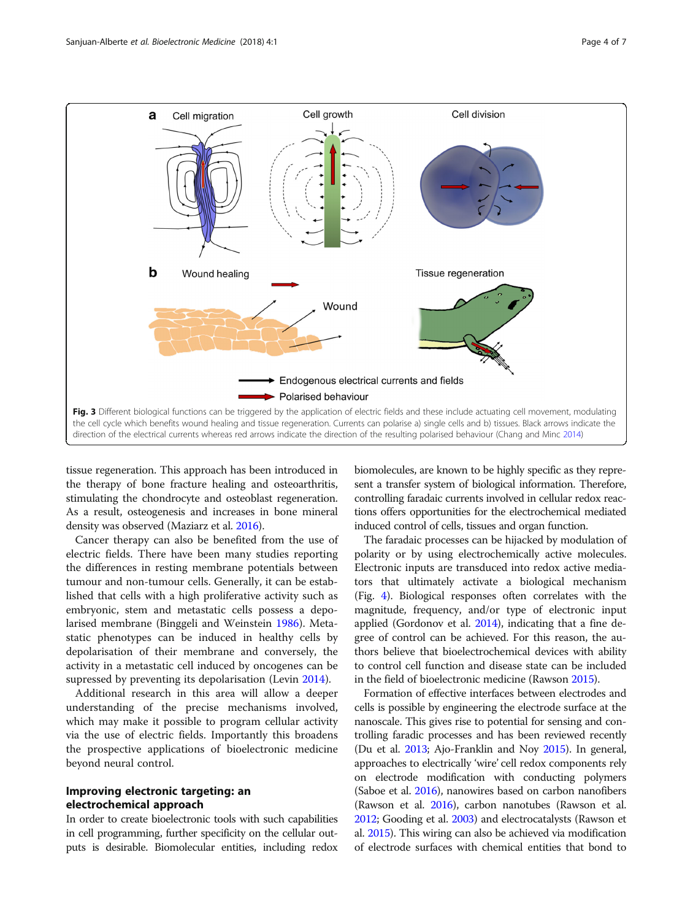**Fig. 3** Different biological functions can be triggered by the application of electric fields and these include actuating cell movement, modulating the cell cycle which benefits wound healing and tissue regeneration. Currents can polarise a) single cells and b) tissues. Black arrows indicate the direction of the electrical currents whereas red arrows indicate the direction of the resulting polarised behaviour (Chang and Minc 2014)

tissue regeneration. This approach has been introduced in the therapy of bone fracture healing and osteoarthritis, stimulating the chondrocyte and osteoblast regeneration. As a result, osteogenesis and increases in bone mineral density was observed (Maziarz et al. 2016).

Cancer therapy can also be benefited from the use of electric fields. There have been many studies reporting the differences in resting membrane potentials between tumour and non-tumour cells. Generally, it can be established that cells with a high proliferative activity such as embryonic, stem and metastatic cells possess a depolarised membrane (Binggeli and Weinstein 1986). Metastatic phenotypes can be induced in healthy cells by depolarisation of their membrane and conversely, the activity in a metastatic cell induced by oncogenes can be supressed by preventing its depolarisation (Levin 2014).

Additional research in this area will allow a deeper understanding of the precise mechanisms involved, which may make it possible to program cellular activity via the use of electric fields. Importantly this broadens the prospective applications of bioelectronic medicine beyond neural control.

## Improving electronic targeting: an electrochemical approach

In order to create bioelectronic tools with such capabilities in cell programming, further specificity on the cellular outputs is desirable. Biomolecular entities, including redox biomolecules, are known to be highly specific as they represent a transfer system of biological information. Therefore, controlling faradaic currents involved in cellular redox reactions offers opportunities for the electrochemical mediated induced control of cells, tissues and organ function.

The faradaic processes can be hijacked by modulation of polarity or by using electrochemically active molecules. Electronic inputs are transduced into redox active mediators that ultimately activate a biological mechanism (Fig. 4). Biological responses often correlates with the magnitude, frequency, and/or type of electronic input applied (Gordonov et al. 2014), indicating that a fine degree of control can be achieved. For this reason, the authors believe that bioelectrochemical devices with ability to control cell function and disease state can be included in the field of bioelectronic medicine (Rawson 2015).

Formation of effective interfaces between electrodes and cells is possible by engineering the electrode surface at the nanoscale. This gives rise to potential for sensing and controlling faradic processes and has been reviewed recently (Du et al. 2013; Ajo-Franklin and Noy 2015). In general, approaches to electrically 'wire' cell redox components rely on electrode modification with conducting polymers (Saboe et al. 2016), nanowires based on carbon nanofibers (Rawson et al. 2016), carbon nanotubes (Rawson et al. 2012; Gooding et al. 2003) and electrocatalysts (Rawson et al. 2015). This wiring can also be achieved via modification of electrode surfaces with chemical entities that bond to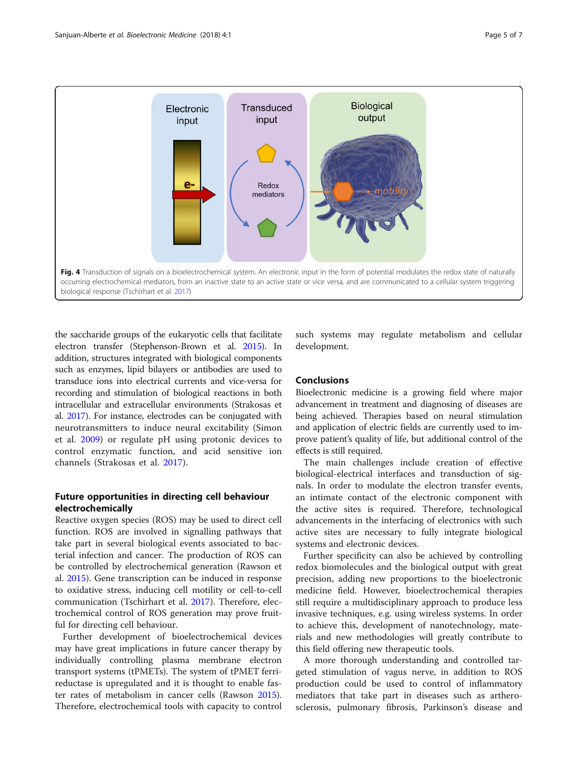Fig. 4 Transduction of signals on a bioelectrochemical system. An electronic input in the form of potential modulates the redox state of naturally occurring electrochemical mediators, from an inactive state to an active state or vice versa, and are communicated to a cellular system triggering biological response (Tschirhart et al. 2017)

the saccharide groups of the eukaryotic cells that facilitate electron transfer (Stephenson-Brown et al. 2015). In addition, structures integrated with biological components such as enzymes, lipid bilayers or antibodies are used to transduce ions into electrical currents and vice-versa for recording and stimulation of biological reactions in both intracellular and extracellular environments (Strakosas et al. 2017). For instance, electrodes can be conjugated with neurotransmitters to induce neural excitability (Simon et al. 2009) or regulate pH using protonic devices to control enzymatic function, and acid sensitive ion channels (Strakosas et al. 2017).

## Future opportunities in directing cell behaviour electrochemically

Reactive oxygen species (ROS) may be used to direct cell function. ROS are involved in signalling pathways that take part in several biological events associated to bacterial infection and cancer. The production of ROS can be controlled by electrochemical generation (Rawson et al. 2015). Gene transcription can be induced in response to oxidative stress, inducing cell motility or cell-to-cell communication (Tschirhart et al. 2017). Therefore, electrochemical control of ROS generation may prove fruitful for directing cell behaviour.

Further development of bioelectrochemical devices may have great implications in future cancer therapy by individually controlling plasma membrane electron transport systems (tPMETs). The system of tPMET ferri-reductase is upregulated and it is thought to enable faster rates of metabolism in cancer cells (Rawson 2015). Therefore, electrochemical tools with capacity to control such systems may regulate metabolism and cellular development.

## Conclusions

Bioelectronic medicine is a growing field where major advancement in treatment and diagnosing of diseases are being achieved. Therapies based on neural stimulation and application of electric fields are currently used to improve patient's quality of life, but additional control of the effects is still required.

The main challenges include creation of effective biological-electrical interfaces and transduction of signals. In order to modulate the electron transfer events, an intimate contact of the electronic component with the active sites is required. Therefore, technological advancements in the interfacing of electronics with such active sites are necessary to fully integrate biological systems and electronic devices.

Further specificity can also be achieved by controlling redox biomolecules and the biological output with great precision, adding new proportions to the bioelectronic medicine field. However, bioelectrochemical therapies still require a multidisciplinary approach to produce less invasive techniques, e.g. using wireless systems. In order to achieve this, development of nanotechnology, materials and new methodologies will greatly contribute to this field offering new therapeutic tools.

A more thorough understanding and controlled targeted stimulation of vagus nerve, in addition to ROS production could be used to control of inflammatory mediators that take part in diseases such as artherosclerosis, pulmonary fibrosis, Parkinson's disease and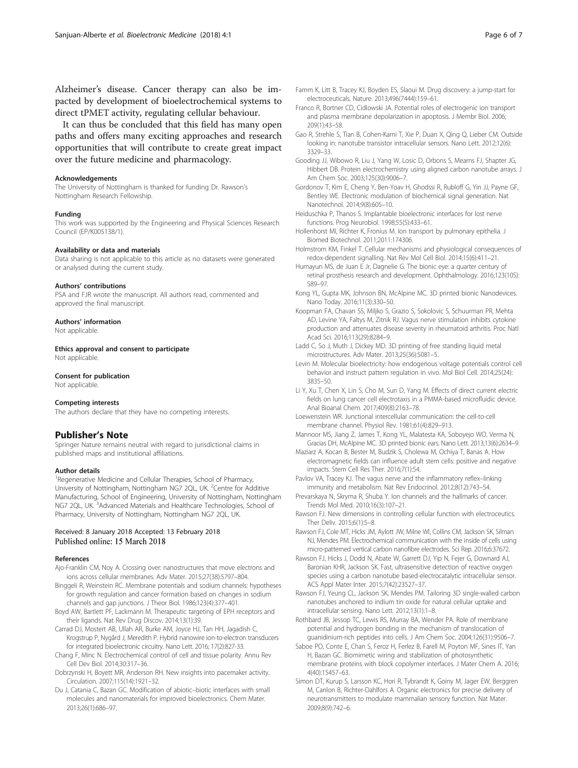Alzheimer's disease. Cancer therapy can also be impacted by development of bioelectrochemical systems to direct tPMET activity, regulating cellular behaviour.

It can thus be concluded that this field has many open paths and offers many exciting approaches and research opportunities that will contribute to create great impact over the future medicine and pharmacology.

#### Acknowledgements
The University of Nottingham is thanked for funding Dr. Rawson's Nottingham Research Fellowship.

#### Funding
This work was supported by the Engineering and Physical Sciences Research Council (EP/K005138/1).

#### Availability or data and materials
Data sharing is not applicable to this article as no datasets were generated or analysed during the current study.

#### Authors' contributions
PSA and FJR wrote the manuscript. All authors read, commented and approved the final manuscript.

#### Authors' information
Not applicable.

#### Ethics approval and consent to participate
Not applicable.

#### Consent for publication
Not applicable.

#### Competing interests
The authors declare that they have no competing interests.

## Publisher's Note
Springer Nature remains neutral with regard to jurisdictional claims in published maps and institutional affiliations.

#### Author details
[1]Regenerative Medicine and Cellular Therapies, School of Pharmacy, University of Nottingham, Nottingham NG7 2QL, UK. [2]Centre for Additive Manufacturing, School of Engineering, University of Nottingham, Nottingham NG7 2QL, UK. [3]Advanced Materials and Healthcare Technologies, School of Pharmacy, University of Nottingham, Nottingham NG7 2QL, UK.

Received: 8 January 2018 Accepted: 13 February 2018
Published online: 15 March 2018

#### References
Ajo-Franklin CM, Noy A. Crossing over: nanostructures that move electrons and ions across cellular membranes. Adv Mater. 2015;27(38):5797–804.

Binggeli R, Weinstein RC. Membrane potentials and sodium channels: hypotheses for growth regulation and cancer formation based on changes in sodium channels and gap junctions. J Theor Biol. 1986;123(4):377–401.

Boyd AW, Bartlett PF, Lackmann M. Therapeutic targeting of EPH receptors and their ligands. Nat Rev Drug Discov. 2014;13(1):39.

Carrad DJ, Mostert AB, Ullah AR, Burke AM, Joyce HJ, Tan HH, Jagadish C, Krogstrup P, Nygård J, Meredith P. Hybrid nanowire ion-to-electron transducers for integrated bioelectronic circuitry. Nano Lett. 2016; 17(2):827-33.

Chang F, Minc N. Electrochemical control of cell and tissue polarity. Annu Rev Cell Dev Biol. 2014;30:317–36.

Dobrzynski H, Boyett MR, Anderson RH. New insights into pacemaker activity. Circulation. 2007;115(14):1921–32.

Du J, Catania C, Bazan GC. Modification of abiotic–biotic interfaces with small molecules and nanomaterials for improved bioelectronics. Chem Mater. 2013;26(1):686–97.

Famm K, Litt B, Tracey KJ, Boyden ES, Slaoui M. Drug discovery: a jump-start for electroceuticals. Nature. 2013;496(7444):159–61.

Franco R, Bortner CD, Cidlowski JA. Potential roles of electrogenic ion transport and plasma membrane depolarization in apoptosis. J Membr Biol. 2006; 209(1):43–58.

Gao R, Strehle S, Tian B, Cohen-Karni T, Xie P, Duan X, Qing Q, Lieber CM. Outside looking in: nanotube transistor intracellular sensors. Nano Lett. 2012;12(6): 3329–33.

Gooding JJ, Wibowo R, Liu J, Yang W, Losic D, Orbons S, Mearns FJ, Shapter JG, Hibbert DB. Protein electrochemistry using aligned carbon nanotube arrays. J Am Chem Soc. 2003;125(30):9006–7.

Gordonov T, Kim E, Cheng Y, Ben-Yoav H, Ghodssi R, Rubloff G, Yin JJ, Payne GF, Bentley WE. Electronic modulation of biochemical signal generation. Nat Nanotechnol. 2014;9(8):605–10.

Heiduschka P, Thanos S. Implantable bioelectronic interfaces for lost nerve functions. Prog Neurobiol. 1998;55(5):433–61.

Hollenhorst MI, Richter K, Fronius M. Ion transport by pulmonary epithelia. J Biomed Biotechnol. 2011;2011:174306.

Holmstrom KM, Finkel T. Cellular mechanisms and physiological consequences of redox-dependent signalling. Nat Rev Mol Cell Biol. 2014;15(6):411–21.

Humayun MS, de Juan E Jr, Dagnelie G. The bionic eye: a quarter century of retinal prosthesis research and development. Ophthalmology. 2016;123(10S): S89–97.

Kong YL, Gupta MK, Johnson BN, McAlpine MC. 3D printed bionic Nanodevices. Nano Today. 2016;11(3):330–50.

Koopman FA, Chavan SS, Miljko S, Grazio S, Sokolovic S, Schuurman PR, Mehta AD, Levine YA, Faltys M, Zitnik RJ. Vagus nerve stimulation inhibits cytokine production and attenuates disease severity in rheumatoid arthritis. Proc Natl Acad Sci. 2016;113(29):8284–9.

Ladd C, So J, Muth J, Dickey MD. 3D printing of free standing liquid metal microstructures. Adv Mater. 2013;25(36):5081–5.

Levin M. Molecular bioelectricity: how endogenous voltage potentials control cell behavior and instruct pattern regulation in vivo. Mol Biol Cell. 2014;25(24): 3835–50.

Li Y, Xu T, Chen X, Lin S, Cho M, Sun D, Yang M. Effects of direct current electric fields on lung cancer cell electrotaxis in a PMMA-based microfluidic device. Anal Bioanal Chem. 2017;409(8):2163–78.

Loewenstein WR. Junctional intercellular communication: the cell-to-cell membrane channel. Physiol Rev. 1981;61(4):829–913.

Mannoor MS, Jiang Z, James T, Kong YL, Malatesta KA, Soboyejo WO, Verma N, Gracias DH, McAlpine MC. 3D printed bionic ears. Nano Lett. 2013;13(6):2634–9.

Maziarz A, Kocan B, Bester M, Budzik S, Cholewa M, Ochiya T, Banas A. How electromagnetic fields can influence adult stem cells: positive and negative impacts. Stem Cell Res Ther. 2016;7(1):54.

Pavlov VA, Tracey KJ. The vagus nerve and the inflammatory reflex–linking immunity and metabolism. Nat Rev Endocrinol. 2012;8(12):743–54.

Prevarskaya N, Skryma R, Shuba Y. Ion channels and the hallmarks of cancer. Trends Mol Med. 2010;16(3):107–21.

Rawson FJ. New dimensions in controlling cellular function with electroceutics. Ther Deliv. 2015;6(1):5–8.

Rawson FJ, Cole MT, Hicks JM, Aylott JW, Milne WI, Collins CM, Jackson SK, Silman NJ, Mendes PM. Electrochemical communication with the inside of cells using micro-patterned vertical carbon nanofibre electrodes. Sci Rep. 2016;6:37672.

Rawson FJ, Hicks J, Dodd N, Abate W, Garrett DJ, Yip N, Fejer G, Downard AJ, Baronian KHR, Jackson SK. Fast, ultrasensitive detection of reactive oxygen species using a carbon nanotube based-electrocatalytic intracellular sensor. ACS Appl Mater Inter. 2015;7(42):23527–37.

Rawson FJ, Yeung CL, Jackson SK, Mendes PM. Tailoring 3D single-walled carbon nanotubes anchored to indium tin oxide for natural cellular uptake and intracellular sensing. Nano Lett. 2012;13(1):1–8.

Rothbard JB, Jessop TC, Lewis RS, Murray BA, Wender PA. Role of membrane potential and hydrogen bonding in the mechanism of translocation of guanidinium-rich peptides into cells. J Am Chem Soc. 2004;126(31):9506–7.

Saboe PO, Conte E, Chan S, Feroz H, Ferlez B, Farell M, Poyton MF, Sines IT, Yan H, Bazan GC. Biomimetic wiring and stabilization of photosynthetic membrane proteins with block copolymer interfaces. J Mater Chem A. 2016; 4(40):15457–63.

Simon DT, Kurup S, Larsson KC, Hori R, Tybrandt K, Goiny M, Jager EW, Berggren M, Canlon B, Richter-Dahlfors A. Organic electronics for precise delivery of neurotransmitters to modulate mammalian sensory function. Nat Mater. 2009;8(9):742–6.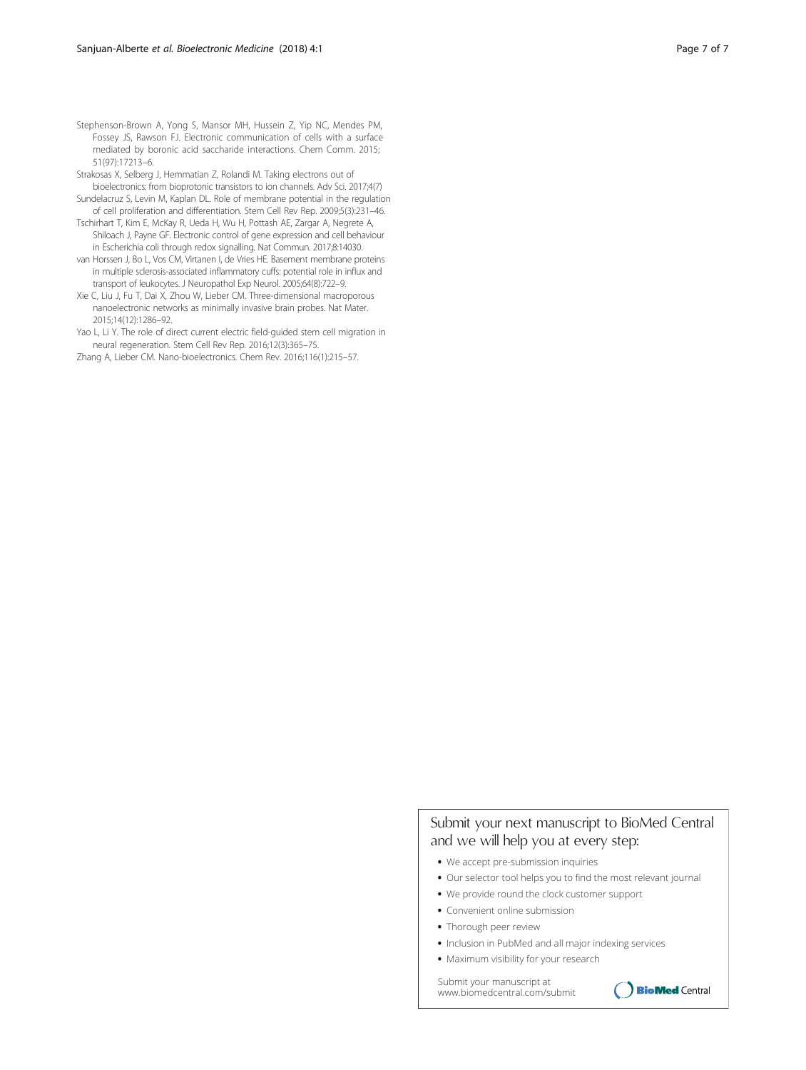Stephenson-Brown A, Yong S, Mansor MH, Hussein Z, Yip NC, Mendes PM, Fossey JS, Rawson FJ. Electronic communication of cells with a surface mediated by boronic acid saccharide interactions. Chem Comm. 2015; 51(97):17213–6.

Strakosas X, Selberg J, Hemmatian Z, Rolandi M. Taking electrons out of bioelectronics: from bioprotonic transistors to ion channels. Adv Sci. 2017;4(7)

Sundelacruz S, Levin M, Kaplan DL. Role of membrane potential in the regulation of cell proliferation and differentiation. Stem Cell Rev Rep. 2009;5(3):231–46.

Tschirhart T, Kim E, McKay R, Ueda H, Wu H, Pottash AE, Zargar A, Negrete A, Shiloach J, Payne GF. Electronic control of gene expression and cell behaviour in Escherichia coli through redox signalling. Nat Commun. 2017;8:14030.

van Horssen J, Bo L, Vos CM, Virtanen I, de Vries HE. Basement membrane proteins in multiple sclerosis-associated inflammatory cuffs: potential role in influx and transport of leukocytes. J Neuropathol Exp Neurol. 2005;64(8):722–9.

Xie C, Liu J, Fu T, Dai X, Zhou W, Lieber CM. Three-dimensional macroporous nanoelectronic networks as minimally invasive brain probes. Nat Mater. 2015;14(12):1286–92.

Yao L, Li Y. The role of direct current electric field-guided stem cell migration in neural regeneration. Stem Cell Rev Rep. 2016;12(3):365–75.

Zhang A, Lieber CM. Nano-bioelectronics. Chem Rev. 2016;116(1):215–57.

Submit your next manuscript to BioMed Central and we will help you at every step:

- We accept pre-submission inquiries
- Our selector tool helps you to find the most relevant journal
- We provide round the clock customer support
- Convenient online submission
- Thorough peer review
- Inclusion in PubMed and all major indexing services
- Maximum visibility for your research

Submit your manuscript at www.biomedcentral.com/submit

BioMed Central